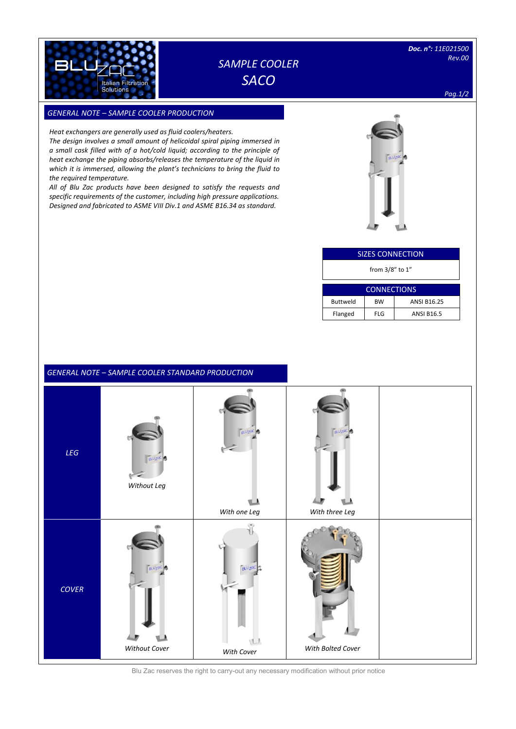# SAMPLE COOLER
# SACO

**Doc. n°:** *11E021500*
*Rev.00*

## *GENERAL NOTE – SAMPLE COOLER PRODUCTION*

*Heat exchangers are generally used as fluid coolers/heaters.*
*The design involves a small amount of helicoidal spiral piping immersed in a small cask filled with of a hot/cold liquid; according to the principle of heat exchange the piping absorbs/releases the temperature of the liquid in which it is immersed, allowing the plant's technicians to bring the fluid to the required temperature.*
*All of Blu Zac products have been designed to satisfy the requests and specific requirements of the customer, including high pressure applications. Designed and fabricated to ASME VIII Div.1 and ASME B16.34 as standard.*

| SIZES CONNECTION |
| --- |
| from 3/8" to 1" |

| CONNECTIONS | | |
| --- | --- | --- |
| Buttweld | BW | ANSI B16.25 |
| Flanged | FLG | ANSI B16.5 |

## *GENERAL NOTE – SAMPLE COOLER STANDARD PRODUCTION*

| | | | | |
| --- | --- | --- | --- | --- |
| *LEG* | *Without Leg* | *With one Leg* | *With three Leg* | |
| *COVER* | *Without Cover* | *With Cover* | *With Bolted Cover* | |

Blu Zac reserves the right to carry-out any necessary modification without prior notice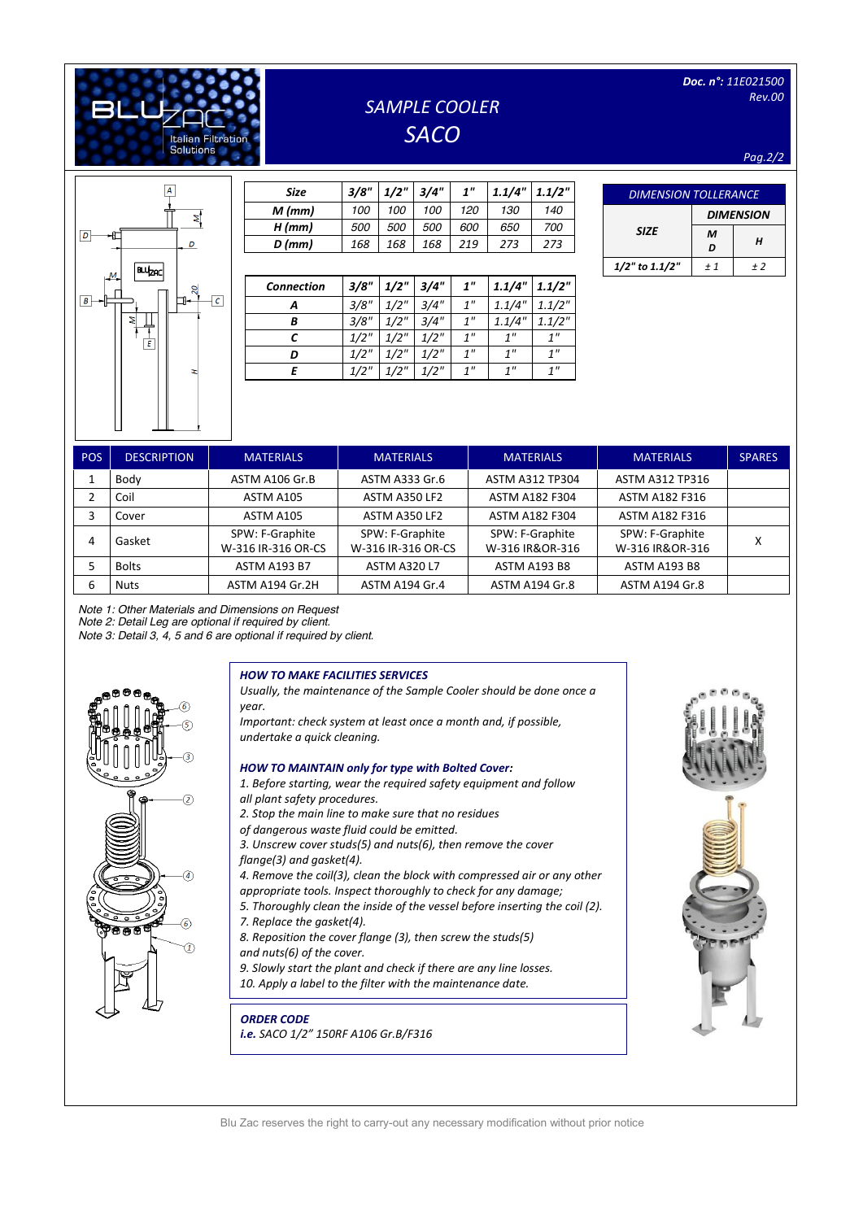# SAMPLE COOLER

# SACO

**Doc. n°:** 11E021500
Rev.00

| Size | 3/8" | 1/2" | 3/4" | 1" | 1.1/4" | 1.1/2" |
|---|---|---|---|---|---|---|
| M (mm) | 100 | 100 | 100 | 120 | 130 | 140 |
| H (mm) | 500 | 500 | 500 | 600 | 650 | 700 |
| D (mm) | 168 | 168 | 168 | 219 | 273 | 273 |

| Connection | 3/8" | 1/2" | 3/4" | 1" | 1.1/4" | 1.1/2" |
|---|---|---|---|---|---|---|
| A | 3/8" | 1/2" | 3/4" | 1" | 1.1/4" | 1.1/2" |
| B | 3/8" | 1/2" | 3/4" | 1" | 1.1/4" | 1.1/2" |
| C | 1/2" | 1/2" | 1/2" | 1" | 1" | 1" |
| D | 1/2" | 1/2" | 1/2" | 1" | 1" | 1" |
| E | 1/2" | 1/2" | 1/2" | 1" | 1" | 1" |

| DIMENSION TOLLERANCE | | |
|---|---|---|
| SIZE | DIMENSION | |
| | M D | H |
| 1/2" to 1.1/2" | ± 1 | ± 2 |

| POS | DESCRIPTION | MATERIALS | MATERIALS | MATERIALS | MATERIALS | SPARES |
|---|---|---|---|---|---|---|
| 1 | Body | ASTM A106 Gr.B | ASTM A333 Gr.6 | ASTM A312 TP304 | ASTM A312 TP316 | |
| 2 | Coil | ASTM A105 | ASTM A350 LF2 | ASTM A182 F304 | ASTM A182 F316 | |
| 3 | Cover | ASTM A105 | ASTM A350 LF2 | ASTM A182 F304 | ASTM A182 F316 | |
| 4 | Gasket | SPW: F-Graphite W-316 IR-316 OR-CS | SPW: F-Graphite W-316 IR-316 OR-CS | SPW: F-Graphite W-316 IR&OR-316 | SPW: F-Graphite W-316 IR&OR-316 | X |
| 5 | Bolts | ASTM A193 B7 | ASTM A320 L7 | ASTM A193 B8 | ASTM A193 B8 | |
| 6 | Nuts | ASTM A194 Gr.2H | ASTM A194 Gr.4 | ASTM A194 Gr.8 | ASTM A194 Gr.8 | |

*Note 1: Other Materials and Dimensions on Request*
*Note 2: Detail Leg are optional if required by client.*
*Note 3: Detail 3, 4, 5 and 6 are optional if required by client.*

### HOW TO MAKE FACILITIES SERVICES

*Usually, the maintenance of the Sample Cooler should be done once a year.*
*Important: check system at least once a month and, if possible, undertake a quick cleaning.*

### HOW TO MAINTAIN only for type with Bolted Cover:

1. Before starting, wear the required safety equipment and follow all plant safety procedures.
2. Stop the main line to make sure that no residues of dangerous waste fluid could be emitted.
3. Unscrew cover studs(5) and nuts(6), then remove the cover flange(3) and gasket(4).
4. Remove the coil(3), clean the block with compressed air or any other appropriate tools. Inspect thoroughly to check for any damage;
5. Thoroughly clean the inside of the vessel before inserting the coil (2).
7. Replace the gasket(4).
8. Reposition the cover flange (3), then screw the studs(5) and nuts(6) of the cover.
9. Slowly start the plant and check if there are any line losses.
10. Apply a label to the filter with the maintenance date.

### ORDER CODE

***i.e.*** *SACO 1/2" 150RF A106 Gr.B/F316*

Blu Zac reserves the right to carry-out any necessary modification without prior notice